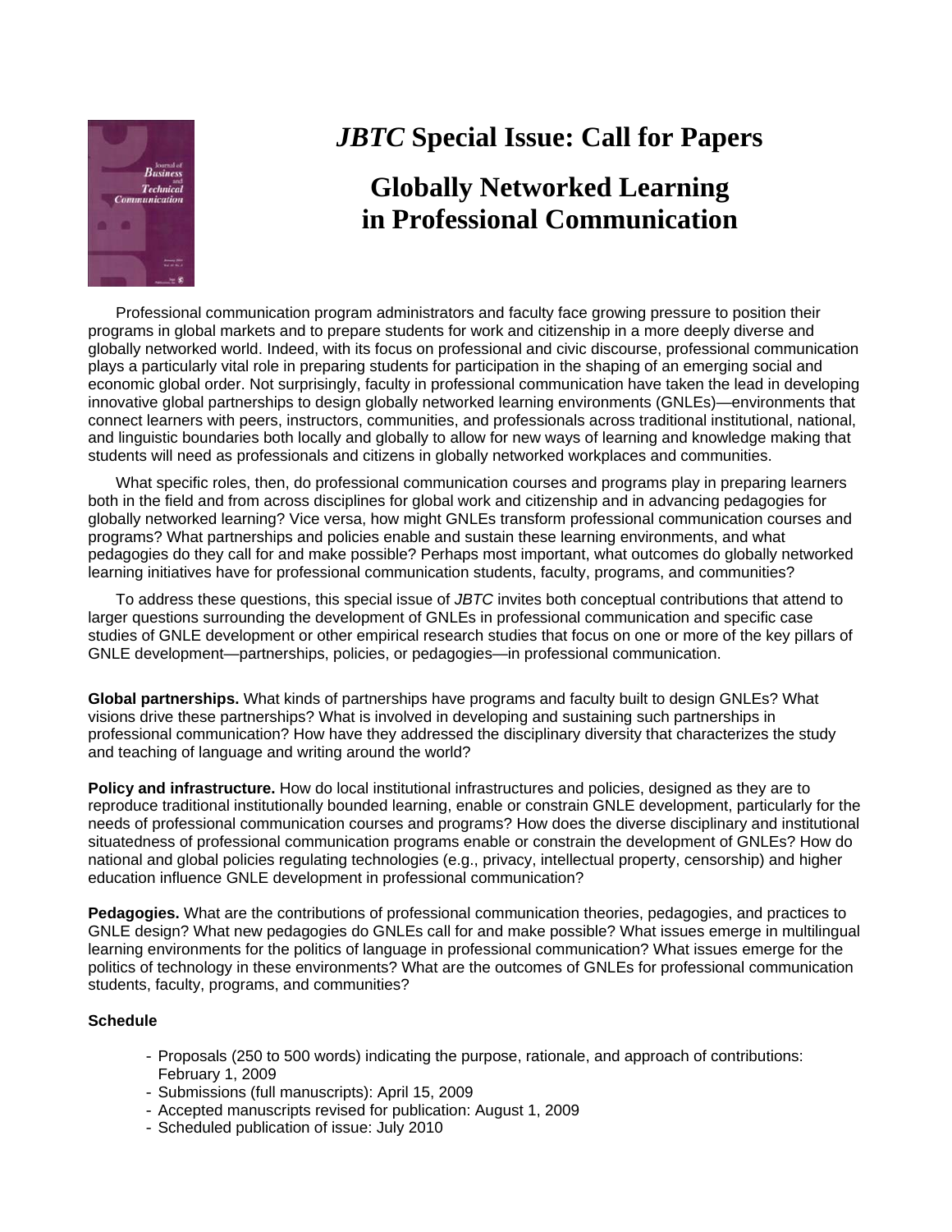# *JBTC* Special Issue: Call for Papers

## Globally Networked Learning in Professional Communication

Professional communication program administrators and faculty face growing pressure to position their programs in global markets and to prepare students for work and citizenship in a more deeply diverse and globally networked world. Indeed, with its focus on professional and civic discourse, professional communication plays a particularly vital role in preparing students for participation in the shaping of an emerging social and economic global order. Not surprisingly, faculty in professional communication have taken the lead in developing innovative global partnerships to design globally networked learning environments (GNLEs)—environments that connect learners with peers, instructors, communities, and professionals across traditional institutional, national, and linguistic boundaries both locally and globally to allow for new ways of learning and knowledge making that students will need as professionals and citizens in globally networked workplaces and communities.

What specific roles, then, do professional communication courses and programs play in preparing learners both in the field and from across disciplines for global work and citizenship and in advancing pedagogies for globally networked learning? Vice versa, how might GNLEs transform professional communication courses and programs? What partnerships and policies enable and sustain these learning environments, and what pedagogies do they call for and make possible? Perhaps most important, what outcomes do globally networked learning initiatives have for professional communication students, faculty, programs, and communities?

To address these questions, this special issue of *JBTC* invites both conceptual contributions that attend to larger questions surrounding the development of GNLEs in professional communication and specific case studies of GNLE development or other empirical research studies that focus on one or more of the key pillars of GNLE development—partnerships, policies, or pedagogies—in professional communication.

**Global partnerships.** What kinds of partnerships have programs and faculty built to design GNLEs? What visions drive these partnerships? What is involved in developing and sustaining such partnerships in professional communication? How have they addressed the disciplinary diversity that characterizes the study and teaching of language and writing around the world?

**Policy and infrastructure.** How do local institutional infrastructures and policies, designed as they are to reproduce traditional institutionally bounded learning, enable or constrain GNLE development, particularly for the needs of professional communication courses and programs? How does the diverse disciplinary and institutional situatedness of professional communication programs enable or constrain the development of GNLEs? How do national and global policies regulating technologies (e.g., privacy, intellectual property, censorship) and higher education influence GNLE development in professional communication?

**Pedagogies.** What are the contributions of professional communication theories, pedagogies, and practices to GNLE design? What new pedagogies do GNLEs call for and make possible? What issues emerge in multilingual learning environments for the politics of language in professional communication? What issues emerge for the politics of technology in these environments? What are the outcomes of GNLEs for professional communication students, faculty, programs, and communities?

**Schedule**

- Proposals (250 to 500 words) indicating the purpose, rationale, and approach of contributions: February 1, 2009
- Submissions (full manuscripts): April 15, 2009
- Accepted manuscripts revised for publication: August 1, 2009
- Scheduled publication of issue: July 2010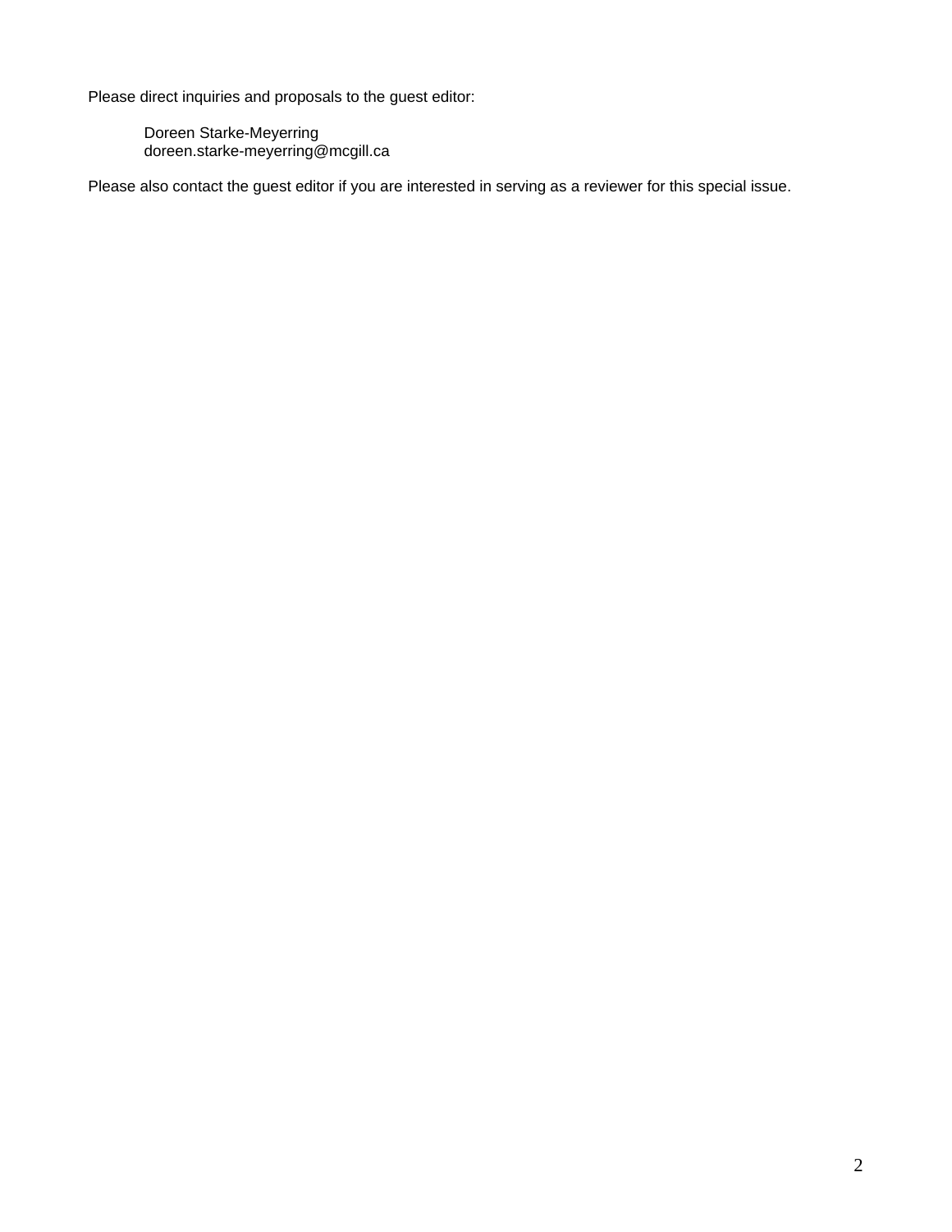Please direct inquiries and proposals to the guest editor:

Doreen Starke-Meyerring
doreen.starke-meyerring@mcgill.ca

Please also contact the guest editor if you are interested in serving as a reviewer for this special issue.